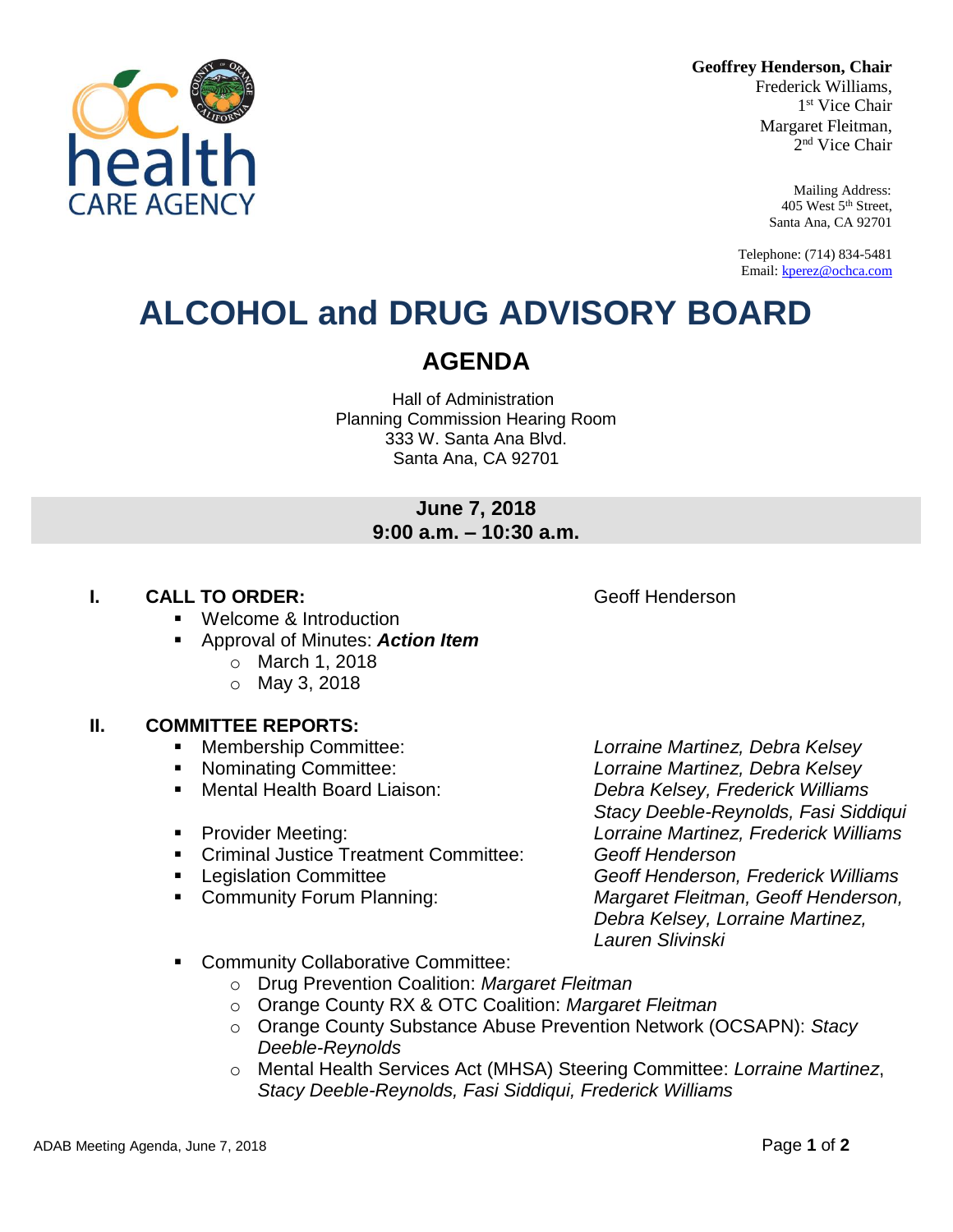**Geoffrey Henderson, Chair**
Frederick Williams,
1st Vice Chair
Margaret Fleitman,
2nd Vice Chair

Mailing Address:
405 West 5th Street,
Santa Ana, CA 92701

Telephone: (714) 834-5481
Email: kperez@ochca.com

# ALCOHOL and DRUG ADVISORY BOARD

## AGENDA

Hall of Administration
Planning Commission Hearing Room
333 W. Santa Ana Blvd.
Santa Ana, CA 92701

**June 7, 2018**
**9:00 a.m. – 10:30 a.m.**

### I. CALL TO ORDER: — Geoff Henderson

- Welcome & Introduction
- Approval of Minutes: ***Action Item***
  - March 1, 2018
  - May 3, 2018

### II. COMMITTEE REPORTS:

- Membership Committee: *Lorraine Martinez, Debra Kelsey*
- Nominating Committee: *Lorraine Martinez, Debra Kelsey*
- Mental Health Board Liaison: *Debra Kelsey, Frederick Williams, Stacy Deeble-Reynolds, Fasi Siddiqui*
- Provider Meeting: *Lorraine Martinez, Frederick Williams*
- Criminal Justice Treatment Committee: *Geoff Henderson*
- Legislation Committee *Geoff Henderson, Frederick Williams*
- Community Forum Planning: *Margaret Fleitman, Geoff Henderson, Debra Kelsey, Lorraine Martinez, Lauren Slivinski*
- Community Collaborative Committee:
  - Drug Prevention Coalition: *Margaret Fleitman*
  - Orange County RX & OTC Coalition: *Margaret Fleitman*
  - Orange County Substance Abuse Prevention Network (OCSAPN): *Stacy Deeble-Reynolds*
  - Mental Health Services Act (MHSA) Steering Committee: *Lorraine Martinez*, *Stacy Deeble-Reynolds, Fasi Siddiqui, Frederick Williams*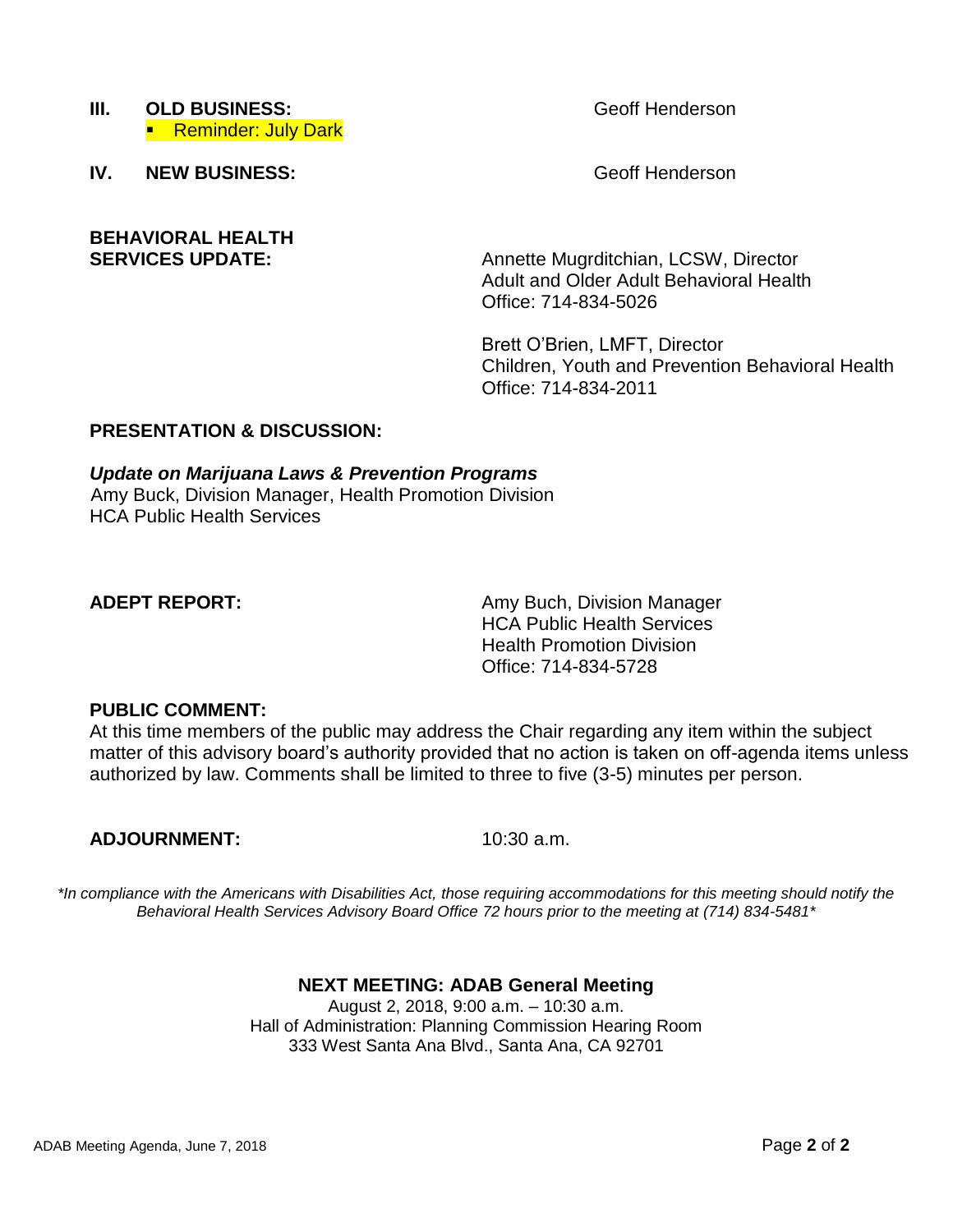**III. OLD BUSINESS:** Geoff Henderson

- Reminder: July Dark

**IV. NEW BUSINESS:** Geoff Henderson

**BEHAVIORAL HEALTH SERVICES UPDATE:**

Annette Mugrditchian, LCSW, Director
Adult and Older Adult Behavioral Health
Office: 714-834-5026

Brett O'Brien, LMFT, Director
Children, Youth and Prevention Behavioral Health
Office: 714-834-2011

**PRESENTATION & DISCUSSION:**

***Update on Marijuana Laws & Prevention Programs***
Amy Buck, Division Manager, Health Promotion Division
HCA Public Health Services

**ADEPT REPORT:**

Amy Buch, Division Manager
HCA Public Health Services
Health Promotion Division
Office: 714-834-5728

**PUBLIC COMMENT:**
At this time members of the public may address the Chair regarding any item within the subject matter of this advisory board's authority provided that no action is taken on off-agenda items unless authorized by law. Comments shall be limited to three to five (3-5) minutes per person.

**ADJOURNMENT:** 10:30 a.m.

*\*In compliance with the Americans with Disabilities Act, those requiring accommodations for this meeting should notify the Behavioral Health Services Advisory Board Office 72 hours prior to the meeting at (714) 834-5481\**

**NEXT MEETING: ADAB General Meeting**
August 2, 2018, 9:00 a.m. – 10:30 a.m.
Hall of Administration: Planning Commission Hearing Room
333 West Santa Ana Blvd., Santa Ana, CA 92701